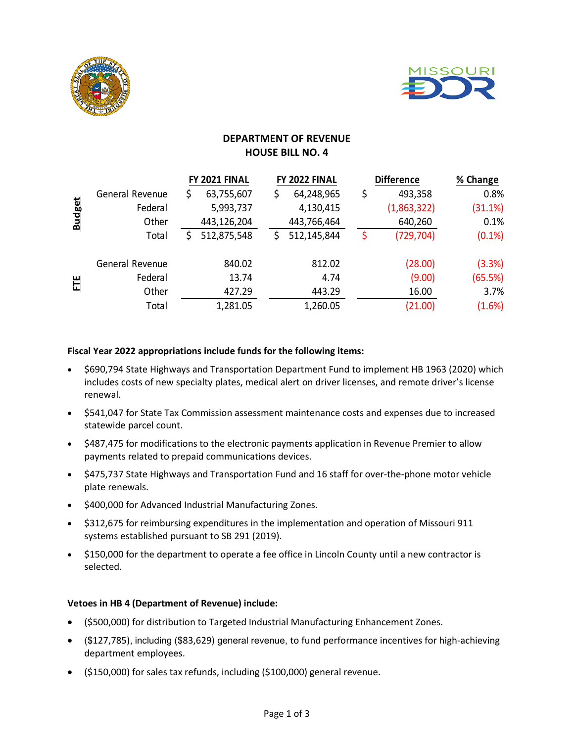# DEPARTMENT OF REVENUE
## HOUSE BILL NO. 4

| | | FY 2021 FINAL | FY 2022 FINAL | Difference | % Change |
|---|---|---|---|---|---|
| **Budget** | General Revenue | $ 63,755,607 | $ 64,248,965 | $ 493,358 | 0.8% |
| | Federal | 5,993,737 | 4,130,415 | (1,863,322) | (31.1%) |
| | Other | 443,126,204 | 443,766,464 | 640,260 | 0.1% |
| | Total | $ 512,875,548 | $ 512,145,844 | $ (729,704) | (0.1%) |
| **FTE** | General Revenue | 840.02 | 812.02 | (28.00) | (3.3%) |
| | Federal | 13.74 | 4.74 | (9.00) | (65.5%) |
| | Other | 427.29 | 443.29 | 16.00 | 3.7% |
| | Total | 1,281.05 | 1,260.05 | (21.00) | (1.6%) |

**Fiscal Year 2022 appropriations include funds for the following items:**

- $690,794 State Highways and Transportation Department Fund to implement HB 1963 (2020) which includes costs of new specialty plates, medical alert on driver licenses, and remote driver's license renewal.
- $541,047 for State Tax Commission assessment maintenance costs and expenses due to increased statewide parcel count.
- $487,475 for modifications to the electronic payments application in Revenue Premier to allow payments related to prepaid communications devices.
- $475,737 State Highways and Transportation Fund and 16 staff for over-the-phone motor vehicle plate renewals.
- $400,000 for Advanced Industrial Manufacturing Zones.
- $312,675 for reimbursing expenditures in the implementation and operation of Missouri 911 systems established pursuant to SB 291 (2019).
- $150,000 for the department to operate a fee office in Lincoln County until a new contractor is selected.

**Vetoes in HB 4 (Department of Revenue) include:**

- ($500,000) for distribution to Targeted Industrial Manufacturing Enhancement Zones.
- ($127,785), including ($83,629) general revenue, to fund performance incentives for high-achieving department employees.
- ($150,000) for sales tax refunds, including ($100,000) general revenue.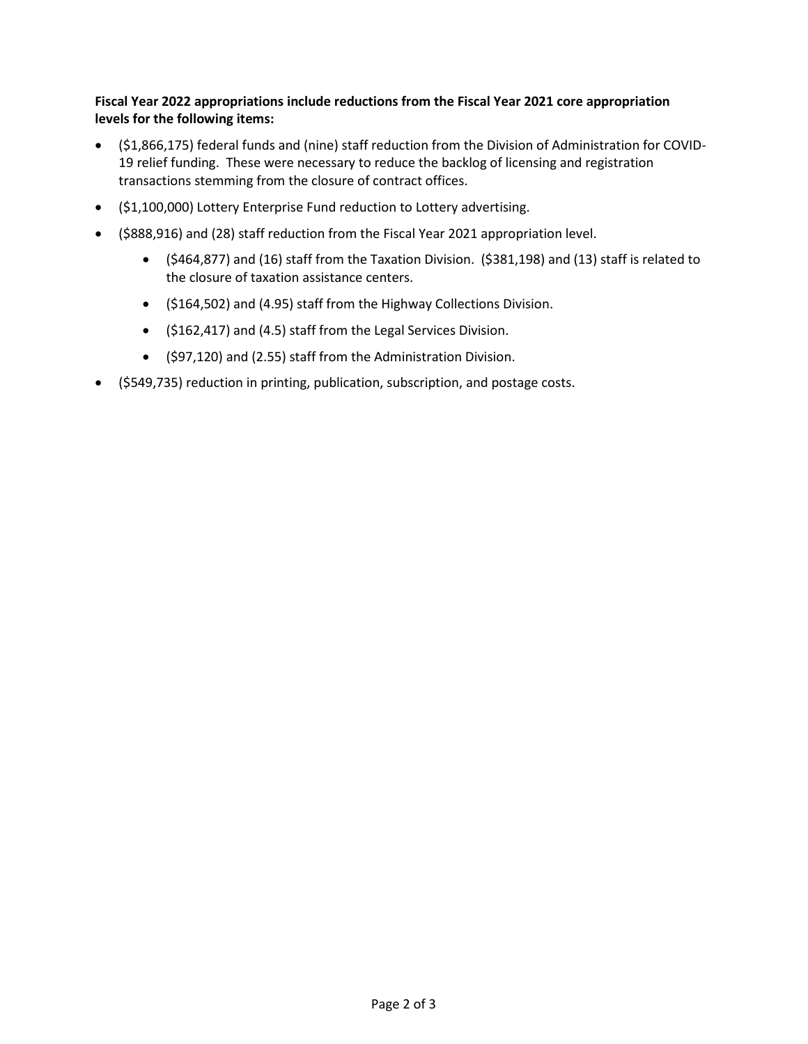**Fiscal Year 2022 appropriations include reductions from the Fiscal Year 2021 core appropriation levels for the following items:**

- ($1,866,175) federal funds and (nine) staff reduction from the Division of Administration for COVID-19 relief funding. These were necessary to reduce the backlog of licensing and registration transactions stemming from the closure of contract offices.
- ($1,100,000) Lottery Enterprise Fund reduction to Lottery advertising.
- ($888,916) and (28) staff reduction from the Fiscal Year 2021 appropriation level.
    - ($464,877) and (16) staff from the Taxation Division. ($381,198) and (13) staff is related to the closure of taxation assistance centers.
    - ($164,502) and (4.95) staff from the Highway Collections Division.
    - ($162,417) and (4.5) staff from the Legal Services Division.
    - ($97,120) and (2.55) staff from the Administration Division.
- ($549,735) reduction in printing, publication, subscription, and postage costs.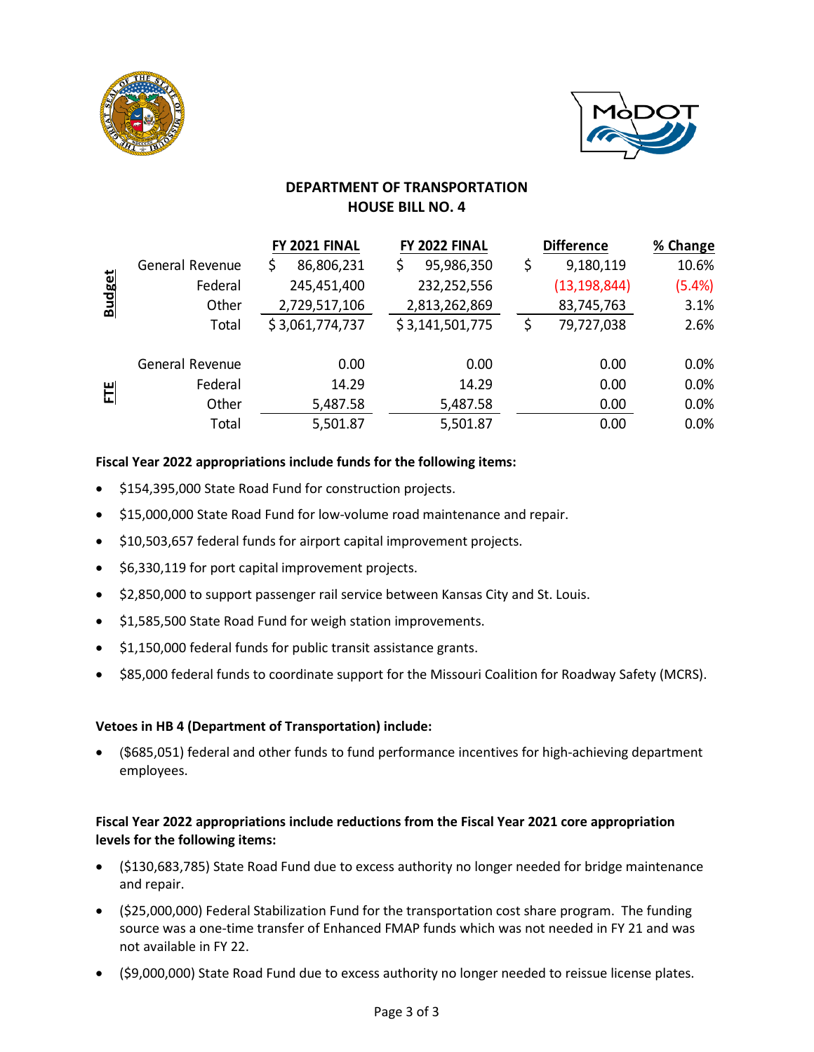**DEPARTMENT OF TRANSPORTATION**
**HOUSE BILL NO. 4**

| | | FY 2021 FINAL | FY 2022 FINAL | Difference | % Change |
|---|---|---|---|---|---|
| Budget | General Revenue | $ 86,806,231 | $ 95,986,350 | $ 9,180,119 | 10.6% |
| | Federal | 245,451,400 | 232,252,556 | (13,198,844) | (5.4%) |
| | Other | 2,729,517,106 | 2,813,262,869 | 83,745,763 | 3.1% |
| | Total | $ 3,061,774,737 | $ 3,141,501,775 | $ 79,727,038 | 2.6% |
| FTE | General Revenue | 0.00 | 0.00 | 0.00 | 0.0% |
| | Federal | 14.29 | 14.29 | 0.00 | 0.0% |
| | Other | 5,487.58 | 5,487.58 | 0.00 | 0.0% |
| | Total | 5,501.87 | 5,501.87 | 0.00 | 0.0% |

**Fiscal Year 2022 appropriations include funds for the following items:**

- $154,395,000 State Road Fund for construction projects.
- $15,000,000 State Road Fund for low-volume road maintenance and repair.
- $10,503,657 federal funds for airport capital improvement projects.
- $6,330,119 for port capital improvement projects.
- $2,850,000 to support passenger rail service between Kansas City and St. Louis.
- $1,585,500 State Road Fund for weigh station improvements.
- $1,150,000 federal funds for public transit assistance grants.
- $85,000 federal funds to coordinate support for the Missouri Coalition for Roadway Safety (MCRS).

**Vetoes in HB 4 (Department of Transportation) include:**

- ($685,051) federal and other funds to fund performance incentives for high-achieving department employees.

**Fiscal Year 2022 appropriations include reductions from the Fiscal Year 2021 core appropriation levels for the following items:**

- ($130,683,785) State Road Fund due to excess authority no longer needed for bridge maintenance and repair.
- ($25,000,000) Federal Stabilization Fund for the transportation cost share program. The funding source was a one-time transfer of Enhanced FMAP funds which was not needed in FY 21 and was not available in FY 22.
- ($9,000,000) State Road Fund due to excess authority no longer needed to reissue license plates.